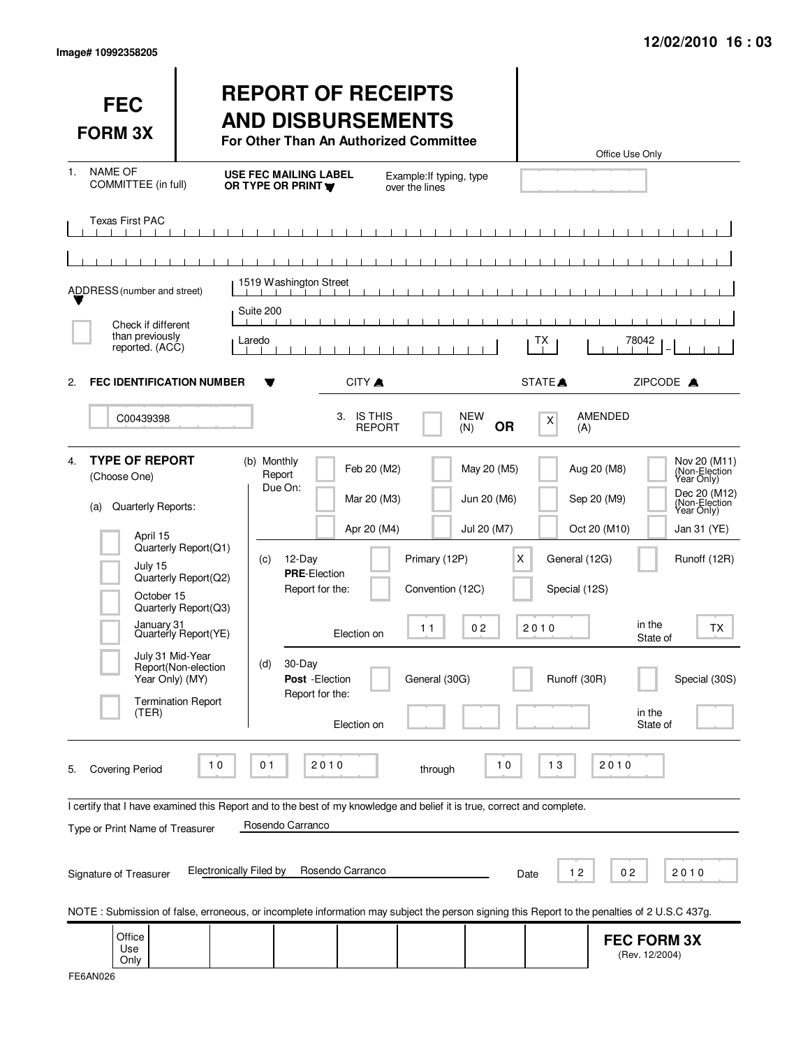Image# 10992358205

12/02/2010 16 : 03

# FEC FORM 3X

## REPORT OF RECEIPTS AND DISBURSEMENTS

**For Other Than An Authorized Committee**

Office Use Only

1. NAME OF COMMITTEE (in full) — **USE FEC MAILING LABEL OR TYPE OR PRINT** — Example: If typing, type over the lines

Texas First PAC

ADDRESS (number and street)

1519 Washington Street

Suite 200

☐ Check if different than previously reported. (ACC)

| CITY | STATE | ZIPCODE |
|---|---|---|
| Laredo | TX | 78042 |

2. **FEC IDENTIFICATION NUMBER**: C00439398

3. IS THIS REPORT ☐ NEW (N) **OR** [X] AMENDED (A)

4. **TYPE OF REPORT** (Choose One)

(a) Quarterly Reports:

- ☐ April 15 Quarterly Report (Q1)
- ☐ July 15 Quarterly Report (Q2)
- ☐ October 15 Quarterly Report (Q3)
- ☐ January 31 Quarterly Report (YE)
- ☐ July 31 Mid-Year Report (Non-election Year Only) (MY)
- ☐ Termination Report (TER)

(b) Monthly Report Due On:

- ☐ Feb 20 (M2)
- ☐ Mar 20 (M3)
- ☐ Apr 20 (M4)
- ☐ May 20 (M5)
- ☐ Jun 20 (M6)
- ☐ Jul 20 (M7)
- ☐ Aug 20 (M8)
- ☐ Sep 20 (M9)
- ☐ Oct 20 (M10)
- ☐ Nov 20 (M11) (Non-Election Year Only)
- ☐ Dec 20 (M12) (Non-Election Year Only)
- ☐ Jan 31 (YE)

(c) 12-Day **PRE**-Election Report for the:

- ☐ Primary (12P)
- [X] General (12G)
- ☐ Runoff (12R)
- ☐ Convention (12C)
- ☐ Special (12S)

Election on 11 02 2010 in the State of TX

(d) 30-Day **Post**-Election Report for the:

- ☐ General (30G)
- ☐ Runoff (30R)
- ☐ Special (30S)

Election on ______ in the State of ______

5. Covering Period 10 01 2010 through 10 13 2010

I certify that I have examined this Report and to the best of my knowledge and belief it is true, correct and complete.

Type or Print Name of Treasurer: Rosendo Carranco

Signature of Treasurer: Electronically Filed by Rosendo Carranco — Date 12 02 2010

NOTE : Submission of false, erroneous, or incomplete information may subject the person signing this Report to the penalties of 2 U.S.C 437g.

Office Use Only

**FEC FORM 3X** (Rev. 12/2004)

FE6AN026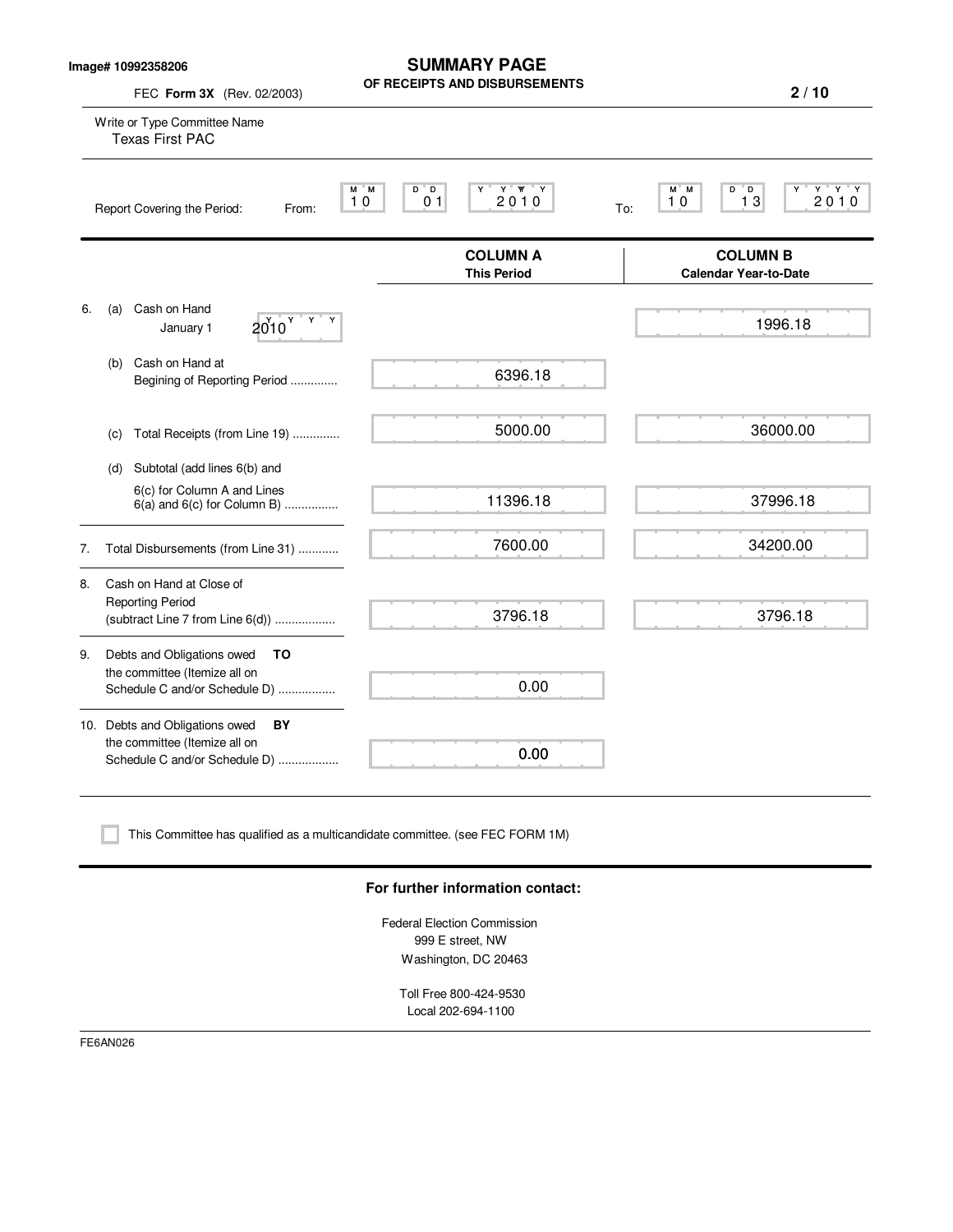Image# 10992358206

# SUMMARY PAGE
## OF RECEIPTS AND DISBURSEMENTS

FEC **Form 3X** (Rev. 02/2003)

Write or Type Committee Name
Texas First PAC

Report Covering the Period: From: 10 01 2010 To: 10 13 2010

| | COLUMN A This Period | COLUMN B Calendar Year-to-Date |
|---|---|---|
| 6. (a) Cash on Hand January 1 2010 | | 1996.18 |
| (b) Cash on Hand at Begining of Reporting Period .............. | 6396.18 | |
| (c) Total Receipts (from Line 19) .............. | 5000.00 | 36000.00 |
| (d) Subtotal (add lines 6(b) and 6(c) for Column A and Lines 6(a) and 6(c) for Column B) ................ | 11396.18 | 37996.18 |
| 7. Total Disbursements (from Line 31) ............ | 7600.00 | 34200.00 |
| 8. Cash on Hand at Close of Reporting Period (subtract Line 7 from Line 6(d)) .................. | 3796.18 | 3796.18 |
| 9. Debts and Obligations owed **TO** the committee (Itemize all on Schedule C and/or Schedule D) ................. | 0.00 | |
| 10. Debts and Obligations owed **BY** the committee (Itemize all on Schedule C and/or Schedule D) .................. | 0.00 | |

☐ This Committee has qualified as a multicandidate committee. (see FEC FORM 1M)

**For further information contact:**

Federal Election Commission
999 E street, NW
Washington, DC 20463

Toll Free 800-424-9530
Local 202-694-1100

FE6AN026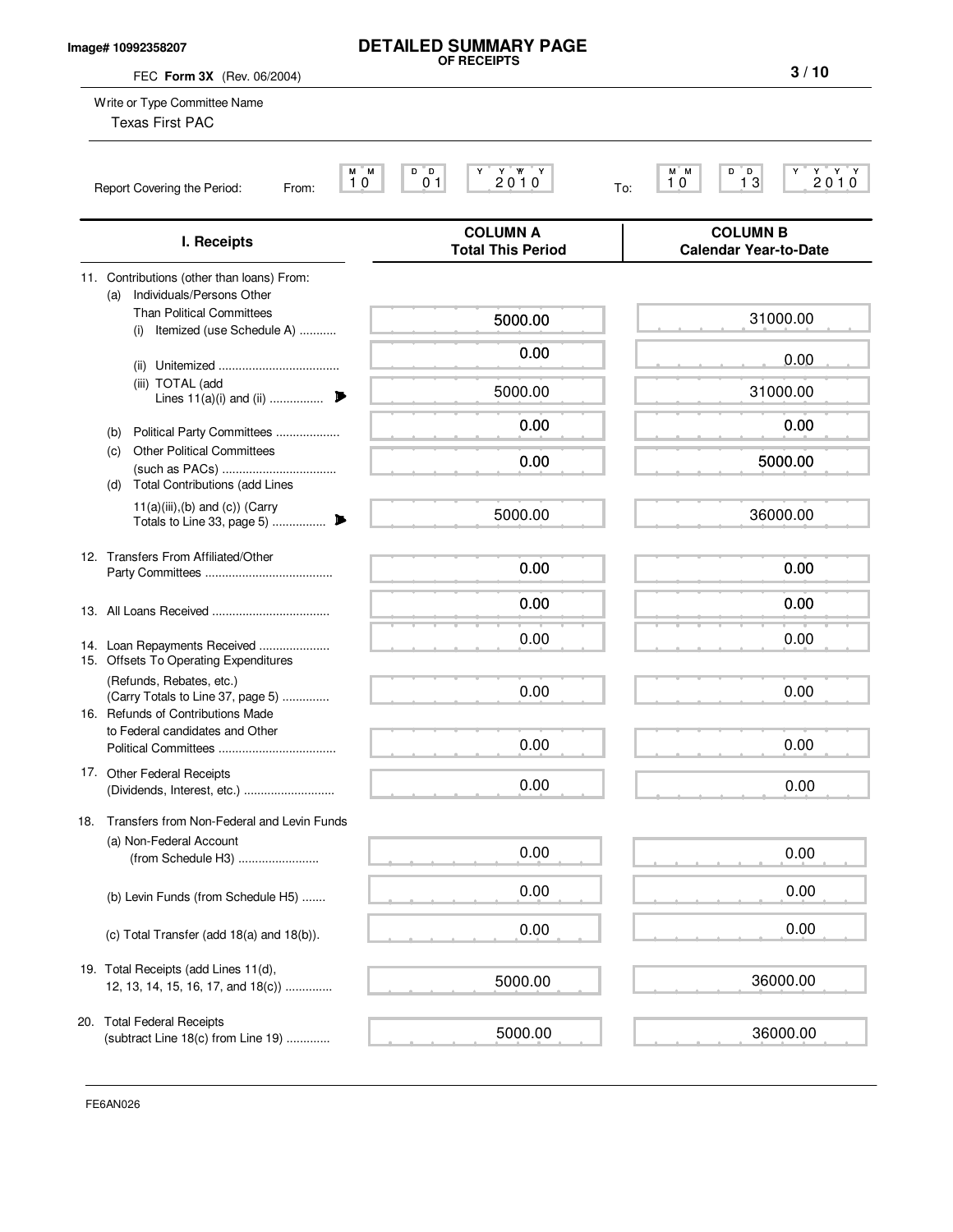Image# 10992358207

# DETAILED SUMMARY PAGE
## OF RECEIPTS

FEC **Form 3X** (Rev. 06/2004)

Write or Type Committee Name
Texas First PAC

Report Covering the Period: From: 10 01 2010 To: 10 13 2010

| I. Receipts | COLUMN A Total This Period | COLUMN B Calendar Year-to-Date |
|---|---|---|
| 11. Contributions (other than loans) From: | | |
| (a) Individuals/Persons Other Than Political Committees | | |
| (i) Itemized (use Schedule A) | 5000.00 | 31000.00 |
| (ii) Unitemized | 0.00 | 0.00 |
| (iii) TOTAL (add Lines 11(a)(i) and (ii) | 5000.00 | 31000.00 |
| (b) Political Party Committees | 0.00 | 0.00 |
| (c) Other Political Committees (such as PACs) | 0.00 | 5000.00 |
| (d) Total Contributions (add Lines 11(a)(iii),(b) and (c)) (Carry Totals to Line 33, page 5) | 5000.00 | 36000.00 |
| 12. Transfers From Affiliated/Other Party Committees | 0.00 | 0.00 |
| 13. All Loans Received | 0.00 | 0.00 |
| 14. Loan Repayments Received | 0.00 | 0.00 |
| 15. Offsets To Operating Expenditures (Refunds, Rebates, etc.) (Carry Totals to Line 37, page 5) | 0.00 | 0.00 |
| 16. Refunds of Contributions Made to Federal candidates and Other Political Committees | 0.00 | 0.00 |
| 17. Other Federal Receipts (Dividends, Interest, etc.) | 0.00 | 0.00 |
| 18. Transfers from Non-Federal and Levin Funds | | |
| (a) Non-Federal Account (from Schedule H3) | 0.00 | 0.00 |
| (b) Levin Funds (from Schedule H5) | 0.00 | 0.00 |
| (c) Total Transfer (add 18(a) and 18(b)). | 0.00 | 0.00 |
| 19. Total Receipts (add Lines 11(d), 12, 13, 14, 15, 16, 17, and 18(c)) | 5000.00 | 36000.00 |
| 20. Total Federal Receipts (subtract Line 18(c) from Line 19) | 5000.00 | 36000.00 |

FE6AN026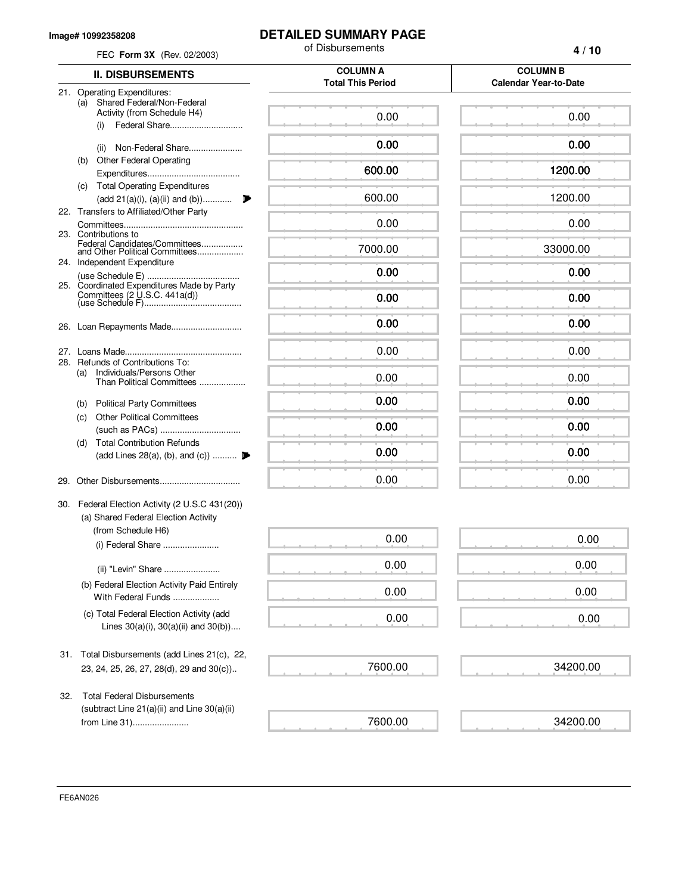Image# 10992358208

# DETAILED SUMMARY PAGE

of Disbursements

FEC **Form 3X** (Rev. 02/2003)

| II. DISBURSEMENTS | COLUMN A Total This Period | COLUMN B Calendar Year-to-Date |
|---|---|---|
| 21. Operating Expenditures: | | |
| (a) Shared Federal/Non-Federal Activity (from Schedule H4) (i) Federal Share | 0.00 | 0.00 |
| (ii) Non-Federal Share | 0.00 | 0.00 |
| (b) Other Federal Operating Expenditures | 600.00 | 1200.00 |
| (c) Total Operating Expenditures (add 21(a)(i), (a)(ii) and (b)) | 600.00 | 1200.00 |
| 22. Transfers to Affiliated/Other Party Committees | 0.00 | 0.00 |
| 23. Contributions to Federal Candidates/Committees and Other Political Committees | 7000.00 | 33000.00 |
| 24. Independent Expenditure (use Schedule E) | 0.00 | 0.00 |
| 25. Coordinated Expenditures Made by Party Committees (2 U.S.C. 441a(d)) (use Schedule F) | 0.00 | 0.00 |
| 26. Loan Repayments Made | 0.00 | 0.00 |
| 27. Loans Made | 0.00 | 0.00 |
| 28. Refunds of Contributions To: | | |
| (a) Individuals/Persons Other Than Political Committees | 0.00 | 0.00 |
| (b) Political Party Committees | 0.00 | 0.00 |
| (c) Other Political Committees (such as PACs) | 0.00 | 0.00 |
| (d) Total Contribution Refunds (add Lines 28(a), (b), and (c)) | 0.00 | 0.00 |
| 29. Other Disbursements | 0.00 | 0.00 |
| 30. Federal Election Activity (2 U.S.C 431(20)) | | |
| (a) Shared Federal Election Activity (from Schedule H6) (i) Federal Share | 0.00 | 0.00 |
| (ii) "Levin" Share | 0.00 | 0.00 |
| (b) Federal Election Activity Paid Entirely With Federal Funds | 0.00 | 0.00 |
| (c) Total Federal Election Activity (add Lines 30(a)(i), 30(a)(ii) and 30(b)) | 0.00 | 0.00 |
| 31. Total Disbursements (add Lines 21(c), 22, 23, 24, 25, 26, 27, 28(d), 29 and 30(c)) | 7600.00 | 34200.00 |
| 32. Total Federal Disbursements (subtract Line 21(a)(ii) and Line 30(a)(ii) from Line 31) | 7600.00 | 34200.00 |

FE6AN026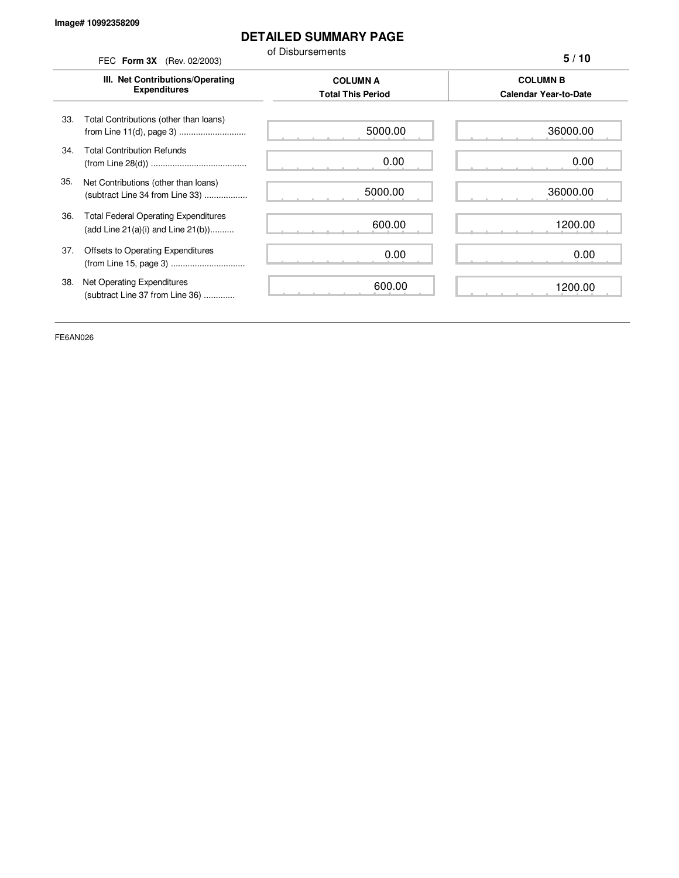Image# 10992358209

# DETAILED SUMMARY PAGE

of Disbursements

FEC **Form 3X** (Rev. 02/2003)

| III. Net Contributions/Operating Expenditures | COLUMN A Total This Period | COLUMN B Calendar Year-to-Date |
|---|---|---|
| 33. Total Contributions (other than loans) from Line 11(d), page 3 ............................ | 5000.00 | 36000.00 |
| 34. Total Contribution Refunds (from Line 28(d)) ........................................ | 0.00 | 0.00 |
| 35. Net Contributions (other than loans) (subtract Line 34 from Line 33) .................. | 5000.00 | 36000.00 |
| 36. Total Federal Operating Expenditures (add Line 21(a)(i) and Line 21(b)).......... | 600.00 | 1200.00 |
| 37. Offsets to Operating Expenditures (from Line 15, page 3) ............................... | 0.00 | 0.00 |
| 38. Net Operating Expenditures (subtract Line 37 from Line 36) ............ | 600.00 | 1200.00 |

FE6AN026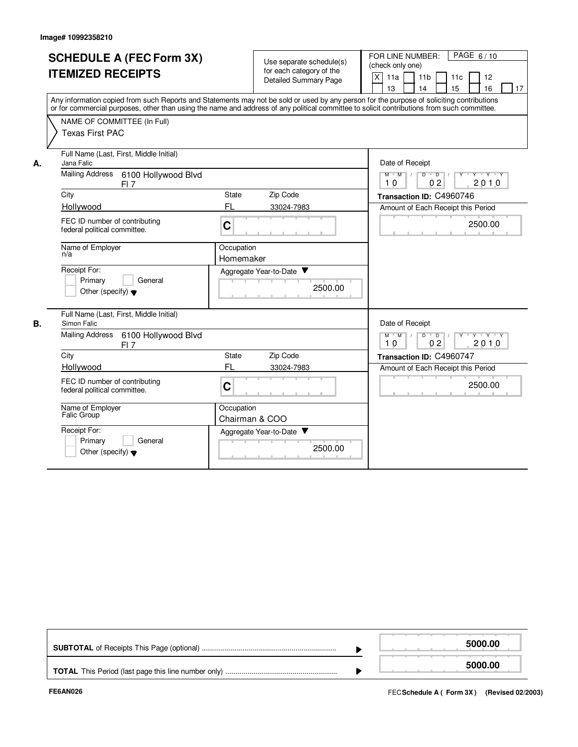Image# 10992358210

# SCHEDULE A (FEC Form 3X) ITEMIZED RECEIPTS

Use separate schedule(s) for each category of the Detailed Summary Page

FOR LINE NUMBER: (check only one)

[X] 11a [ ] 11b [ ] 11c [ ] 12 [ ] 13 [ ] 14 [ ] 15 [ ] 16 [ ] 17

PAGE 6 / 10

Any information copied from such Reports and Statements may not be sold or used by any person for the purpose of soliciting contributions or for commercial purposes, other than using the name and address of any political committee to solicit contributions from such committee.

NAME OF COMMITTEE (In Full)
Texas First PAC

**A.** Full Name (Last, First, Middle Initial): Jana Falic

Mailing Address: 6100 Hollywood Blvd, Fl 7

City: Hollywood | State: FL | Zip Code: 33024-7983

FEC ID number of contributing federal political committee: C

Name of Employer: n/a

Occupation: Homemaker

Receipt For: [ ] Primary [ ] General [ ] Other (specify)

Date of Receipt: 10 / 02 / 2010

Transaction ID: C4960746

Amount of Each Receipt this Period: 2500.00

Aggregate Year-to-Date: 2500.00

**B.** Full Name (Last, First, Middle Initial): Simon Falic

Mailing Address: 6100 Hollywood Blvd, Fl 7

City: Hollywood | State: FL | Zip Code: 33024-7983

FEC ID number of contributing federal political committee: C

Name of Employer: Falic Group

Occupation: Chairman & COO

Receipt For: [ ] Primary [ ] General [ ] Other (specify)

Date of Receipt: 10 / 02 / 2010

Transaction ID: C4960747

Amount of Each Receipt this Period: 2500.00

Aggregate Year-to-Date: 2500.00

| | |
|---|---|
| **SUBTOTAL** of Receipts This Page (optional) | 5000.00 |
| **TOTAL** This Period (last page this line number only) | 5000.00 |

FE6AN026

FEC Schedule A ( Form 3X ) (Revised 02/2003)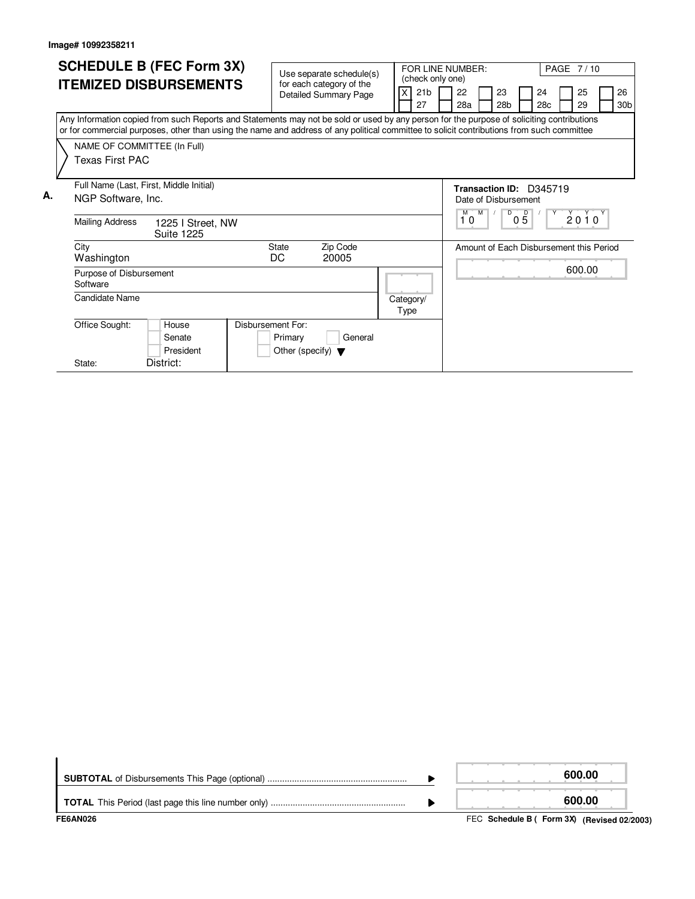Image# 10992358211

# SCHEDULE B (FEC Form 3X) ITEMIZED DISBURSEMENTS

Use separate schedule(s) for each category of the Detailed Summary Page

FOR LINE NUMBER: (check only one)

| [X] 21b | [ ] 22 | [ ] 23 | [ ] 24 | [ ] 25 | [ ] 26 |
|---|---|---|---|---|---|
| [ ] 27 | [ ] 28a | [ ] 28b | [ ] 28c | [ ] 29 | [ ] 30b |

PAGE 7 / 10

Any Information copied from such Reports and Statements may not be sold or used by any person for the purpose of soliciting contributions or for commercial purposes, other than using the name and address of any political committee to solicit contributions from such committee

NAME OF COMMITTEE (In Full)
Texas First PAC

**A.** Full Name (Last, First, Middle Initial)
NGP Software, Inc.

Transaction ID: D345719

Date of Disbursement: 10 / 05 / 2010

Mailing Address: 1225 I Street, NW
Suite 1225

City: Washington
State: DC
Zip Code: 20005

Amount of Each Disbursement this Period: 600.00

Purpose of Disbursement: Software

Candidate Name:

Category/ Type:

Office Sought: [ ] House [ ] Senate [ ] President

State: District:

Disbursement For: [ ] Primary [ ] General [ ] Other (specify)

| | |
|---|---|
| **SUBTOTAL** of Disbursements This Page (optional) | **600.00** |
| **TOTAL** This Period (last page this line number only) | **600.00** |

FE6AN026

FEC **Schedule B ( Form 3X) (Revised 02/2003)**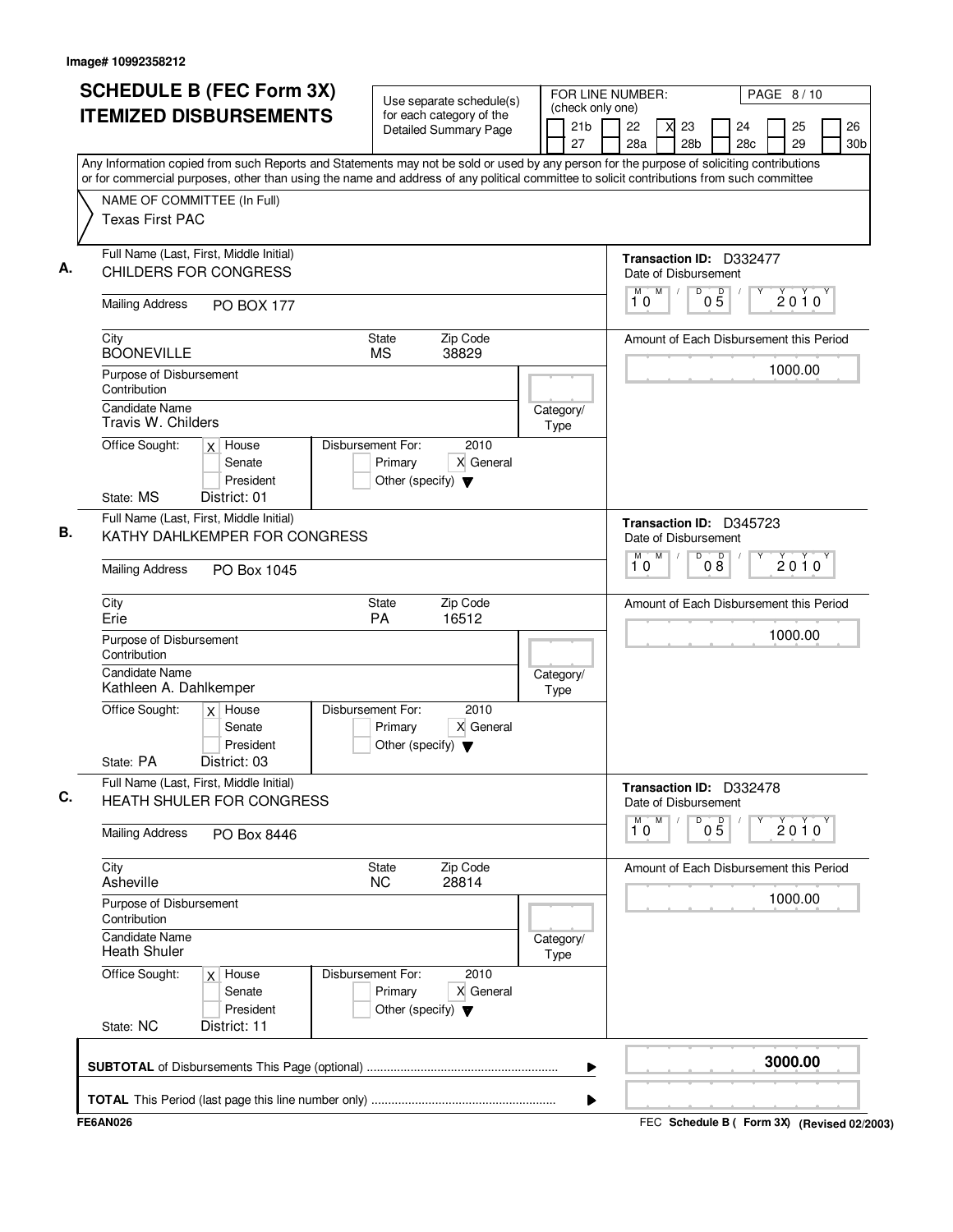Image# 10992358212

# SCHEDULE B (FEC Form 3X) ITEMIZED DISBURSEMENTS

Use separate schedule(s) for each category of the Detailed Summary Page

FOR LINE NUMBER: (check only one)

21b | 22 | X 23 | 24 | 25 | 26 | 27 | 28a | 28b | 28c | 29 | 30b

Any Information copied from such Reports and Statements may not be sold or used by any person for the purpose of soliciting contributions or for commercial purposes, other than using the name and address of any political committee to solicit contributions from such committee

NAME OF COMMITTEE (In Full)
Texas First PAC

## A.

Full Name (Last, First, Middle Initial): CHILDERS FOR CONGRESS

Mailing Address: PO BOX 177

City: BOONEVILLE  State: MS  Zip Code: 38829

Purpose of Disbursement: Contribution

Candidate Name: Travis W. Childers

Category/Type:

Office Sought: X House / Senate / President

State: MS  District: 01

Disbursement For: 2010  Primary  X General  Other (specify)

Transaction ID: D332477

Date of Disbursement: 10 / 05 / 2010

Amount of Each Disbursement this Period: 1000.00

## B.

Full Name (Last, First, Middle Initial): KATHY DAHLKEMPER FOR CONGRESS

Mailing Address: PO Box 1045

City: Erie  State: PA  Zip Code: 16512

Purpose of Disbursement: Contribution

Candidate Name: Kathleen A. Dahlkemper

Category/Type:

Office Sought: X House / Senate / President

State: PA  District: 03

Disbursement For: 2010  Primary  X General  Other (specify)

Transaction ID: D345723

Date of Disbursement: 10 / 08 / 2010

Amount of Each Disbursement this Period: 1000.00

## C.

Full Name (Last, First, Middle Initial): HEATH SHULER FOR CONGRESS

Mailing Address: PO Box 8446

City: Asheville  State: NC  Zip Code: 28814

Purpose of Disbursement: Contribution

Candidate Name: Heath Shuler

Category/Type:

Office Sought: X House / Senate / President

State: NC  District: 11

Disbursement For: 2010  Primary  X General  Other (specify)

Transaction ID: D332478

Date of Disbursement: 10 / 05 / 2010

Amount of Each Disbursement this Period: 1000.00

**SUBTOTAL** of Disbursements This Page (optional) ........ 3000.00

**TOTAL** This Period (last page this line number only) ........

FE6AN026 FEC **Schedule B ( Form 3X)** (Revised 02/2003)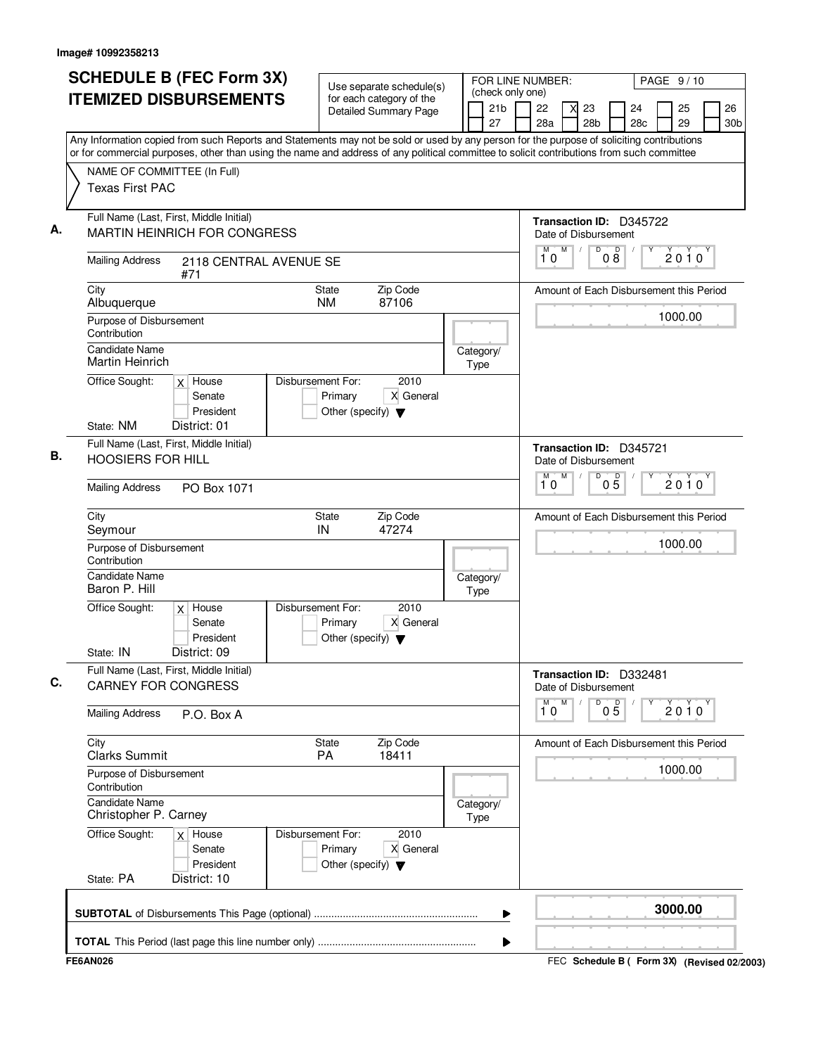Image# 10992358213

# SCHEDULE B (FEC Form 3X) ITEMIZED DISBURSEMENTS

Use separate schedule(s) for each category of the Detailed Summary Page

FOR LINE NUMBER: (check only one)

21b | 22 | X 23 | 24 | 25 | 26
27 | 28a | 28b | 28c | 29 | 30b

PAGE 9 / 10

Any Information copied from such Reports and Statements may not be sold or used by any person for the purpose of soliciting contributions or for commercial purposes, other than using the name and address of any political committee to solicit contributions from such committee

NAME OF COMMITTEE (In Full)
Texas First PAC

## A.

Full Name (Last, First, Middle Initial): MARTIN HEINRICH FOR CONGRESS

Mailing Address: 2118 CENTRAL AVENUE SE #71

City: Albuquerque | State: NM | Zip Code: 87106

Purpose of Disbursement: Contribution

Candidate Name: Martin Heinrich

Category/Type:

Office Sought: [X] House [ ] Senate [ ] President

State: NM District: 01

Disbursement For: 2010 [ ] Primary [X] General [ ] Other (specify)

Transaction ID: D345722

Date of Disbursement: 10 / 08 / 2010

Amount of Each Disbursement this Period: 1000.00

## B.

Full Name (Last, First, Middle Initial): HOOSIERS FOR HILL

Mailing Address: PO Box 1071

City: Seymour | State: IN | Zip Code: 47274

Purpose of Disbursement: Contribution

Candidate Name: Baron P. Hill

Category/Type:

Office Sought: [X] House [ ] Senate [ ] President

State: IN District: 09

Disbursement For: 2010 [ ] Primary [X] General [ ] Other (specify)

Transaction ID: D345721

Date of Disbursement: 10 / 05 / 2010

Amount of Each Disbursement this Period: 1000.00

## C.

Full Name (Last, First, Middle Initial): CARNEY FOR CONGRESS

Mailing Address: P.O. Box A

City: Clarks Summit | State: PA | Zip Code: 18411

Purpose of Disbursement: Contribution

Candidate Name: Christopher P. Carney

Category/Type:

Office Sought: [X] House [ ] Senate [ ] President

State: PA District: 10

Disbursement For: 2010 [ ] Primary [X] General [ ] Other (specify)

Transaction ID: D332481

Date of Disbursement: 10 / 05 / 2010

Amount of Each Disbursement this Period: 1000.00

**SUBTOTAL** of Disbursements This Page (optional) ........ 3000.00

**TOTAL** This Period (last page this line number only) ........

FE6AN026

FEC **Schedule B ( Form 3X)** (Revised 02/2003)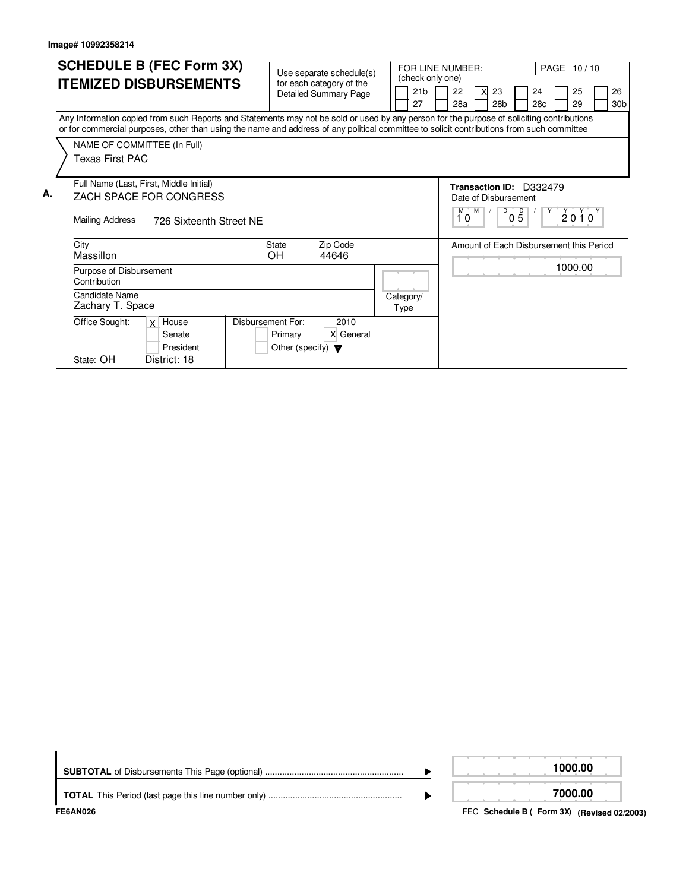Image# 10992358214

# SCHEDULE B (FEC Form 3X) ITEMIZED DISBURSEMENTS

Use separate schedule(s) for each category of the Detailed Summary Page

FOR LINE NUMBER: (check only one)

| | | | | | |
|---|---|---|---|---|---|
| [ ] 21b | [ ] 22 | [X] 23 | [ ] 24 | [ ] 25 | [ ] 26 |
| [ ] 27 | [ ] 28a | [ ] 28b | [ ] 28c | [ ] 29 | [ ] 30b |

PAGE 10 / 10

Any Information copied from such Reports and Statements may not be sold or used by any person for the purpose of soliciting contributions or for commercial purposes, other than using the name and address of any political committee to solicit contributions from such committee

NAME OF COMMITTEE (In Full)
Texas First PAC

**A.** Full Name (Last, First, Middle Initial)
ZACH SPACE FOR CONGRESS

Mailing Address: 726 Sixteenth Street NE

City: Massillon
State: OH
Zip Code: 44646

Purpose of Disbursement: Contribution

Candidate Name: Zachary T. Space

Category/Type:

Office Sought: [X] House [ ] Senate [ ] President
State: OH District: 18

Disbursement For: 2010 [ ] Primary [X] General [ ] Other (specify)

**Transaction ID:** D332479

Date of Disbursement: 10 / 05 / 2010

Amount of Each Disbursement this Period: 1000.00

| | |
|---|---|
| **SUBTOTAL** of Disbursements This Page (optional) | **1000.00** |
| **TOTAL** This Period (last page this line number only) | **7000.00** |

FE6AN026

FEC **Schedule B ( Form 3X) (Revised 02/2003)**